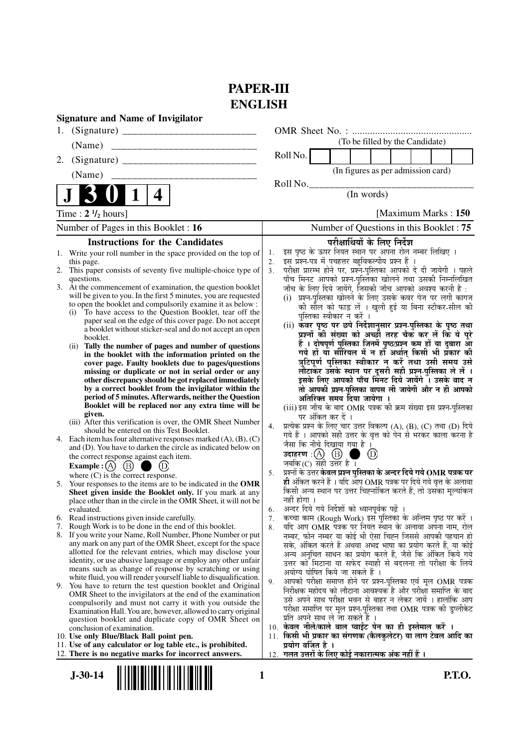# PAPER-III
# ENGLISH

**Signature and Name of Invigilator**

1. (Signature) __________________________

   (Name) ____________________________

2. (Signature) __________________________

   (Name) ____________________________

OMR Sheet No. : ...............................................

(To be filled by the Candidate)

Roll No.

(In figures as per admission card)

Roll No.________________________________

(In words)

**J 3 0 1 4**

Time : **2 ½ hours**] [Maximum Marks : **150**

Number of Pages in this Booklet : 16 | Number of Questions in this Booklet : 75

## Instructions for the Candidates

1. Write your roll number in the space provided on the top of this page.
2. This paper consists of seventy five multiple-choice type of questions.
3. At the commencement of examination, the question booklet will be given to you. In the first 5 minutes, you are requested to open the booklet and compulsorily examine it as below :
   (i) To have access to the Question Booklet, tear off the paper seal on the edge of this cover page. Do not accept a booklet without sticker-seal and do not accept an open booklet.
   (ii) **Tally the number of pages and number of questions in the booklet with the information printed on the cover page. Faulty booklets due to pages/questions missing or duplicate or not in serial order or any other discrepancy should be got replaced immediately by a correct booklet from the invigilator within the period of 5 minutes. Afterwards, neither the Question Booklet will be replaced nor any extra time will be given.**
   (iii) After this verification is over, the OMR Sheet Number should be entered on this Test Booklet.
4. Each item has four alternative responses marked (A), (B), (C) and (D). You have to darken the circle as indicated below on the correct response against each item.
   **Example :** (A) (B) ● (D)
   where (C) is the correct response.
5. Your responses to the items are to be indicated in the **OMR Sheet given inside the Booklet only.** If you mark at any place other than in the circle in the OMR Sheet, it will not be evaluated.
6. Read instructions given inside carefully.
7. Rough Work is to be done in the end of this booklet.
8. If you write your Name, Roll Number, Phone Number or put any mark on any part of the OMR Sheet, except for the space allotted for the relevant entries, which may disclose your identity, or use abusive language or employ any other unfair means such as change of response by scratching or using white fluid, you will render yourself liable to disqualification.
9. You have to return the test question booklet and Original OMR Sheet to the invigilators at the end of the examination compulsorily and must not carry it with you outside the Examination Hall. You are, however, allowed to carry original question booklet and duplicate copy of OMR Sheet on conclusion of examination.
10. **Use only Blue/Black Ball point pen.**
11. **Use of any calculator or log table etc., is prohibited.**
12. **There is no negative marks for incorrect answers.**

## परीक्षार्थियों के लिए निर्देश

1. इस पृष्ठ के ऊपर नियत स्थान पर अपना रोल नम्बर लिखिए ।
2. इस प्रश्न-पत्र में पचहत्तर बहुविकल्पीय प्रश्न हैं ।
3. परीक्षा प्रारम्भ होने पर, प्रश्न-पुस्तिका आपको दे दी जायेगी । पहले पाँच मिनट आपको प्रश्न-पुस्तिका खोलने तथा उसकी निम्नलिखित जाँच के लिए दिये जायेंगे, जिसकी जाँच आपको अवश्य करनी है :
   (i) प्रश्न-पुस्तिका खोलने के लिए उसके कवर पेज पर लगी कागज की सील को फाड़ लें । खुली हुई या बिना स्टीकर-सील की पुस्तिका स्वीकार न करें ।
   (ii) **कवर पृष्ठ पर छपे निर्देशानुसार प्रश्न-पुस्तिका के पृष्ठ तथा प्रश्नों की संख्या को अच्छी तरह चैक कर लें कि ये पूरे हैं । दोषपूर्ण पुस्तिका जिनमें पृष्ठ/प्रश्न कम हों या दुबारा आ गये हों या सीरियल में न हों अर्थात् किसी भी प्रकार की त्रुटिपूर्ण पुस्तिका स्वीकार न करें तथा उसी समय उसे लौटाकर उसके स्थान पर दूसरी सही प्रश्न-पुस्तिका ले लें । इसके लिए आपको पाँच मिनट दिये जायेंगे । उसके बाद न तो आपकी प्रश्न-पुस्तिका वापस ली जायेगी और न ही आपको अतिरिक्त समय दिया जायेगा ।**
   (iii) इस जाँच के बाद OMR पत्रक की क्रम संख्या इस प्रश्न-पुस्तिका पर अंकित कर दें ।
4. प्रत्येक प्रश्न के लिए चार उत्तर विकल्प (A), (B), (C) तथा (D) दिये गये हैं । आपको सही उत्तर के वृत्त को पेन से भरकर काला करना है जैसा कि नीचे दिखाया गया है ।
   **उदाहरण :** (A) (B) ● (D)
   जबकि (C) सही उत्तर है ।
5. प्रश्नों के उत्तर **केवल प्रश्न पुस्तिका के अन्दर दिये गये OMR पत्रक पर ही** अंकित करने हैं । यदि आप OMR पत्रक पर दिये गये वृत्त के अलावा किसी अन्य स्थान पर उत्तर चिह्नांकित करते हैं, तो उसका मूल्यांकन नहीं होगा ।
6. अन्दर दिये गये निर्देशों को ध्यानपूर्वक पढ़ें ।
7. कच्चा काम (Rough Work) इस पुस्तिका के अन्तिम पृष्ठ पर करें ।
8. यदि आप OMR पत्रक पर नियत स्थान के अलावा अपना नाम, रोल नम्बर, फोन नम्बर या कोई भी ऐसा चिह्न जिससे आपकी पहचान हो सके, अंकित करते हैं अथवा अभद्र भाषा का प्रयोग करते हैं, या कोई अन्य अनुचित साधन का प्रयोग करते हैं, जैसे कि अंकित किये गये उत्तर को मिटाना या सफेद स्याही से बदलना तो परीक्षा के लिये अयोग्य घोषित किये जा सकते हैं ।
9. आपको परीक्षा समाप्त होने पर प्रश्न-पुस्तिका एवं मूल OMR पत्रक निरीक्षक महोदय को लौटाना आवश्यक है और परीक्षा समाप्ति के बाद उसे अपने साथ परीक्षा भवन से बाहर न लेकर जायें । हालांकि आप परीक्षा समाप्ति पर मूल प्रश्न-पुस्तिका तथा OMR पत्रक की डुप्लीकेट प्रति अपने साथ ले जा सकते हैं ।
10. **केवल नीले/काले बाल प्वाईंट पेन का ही इस्तेमाल करें ।**
11. **किसी भी प्रकार का संगणक (कैलकुलेटर) या लाग टेबल आदि का प्रयोग वर्जित है ।**
12. **गलत उत्तरों के लिए कोई नकारात्मक अंक नहीं हैं ।**

**J-30-14** **P.T.O.**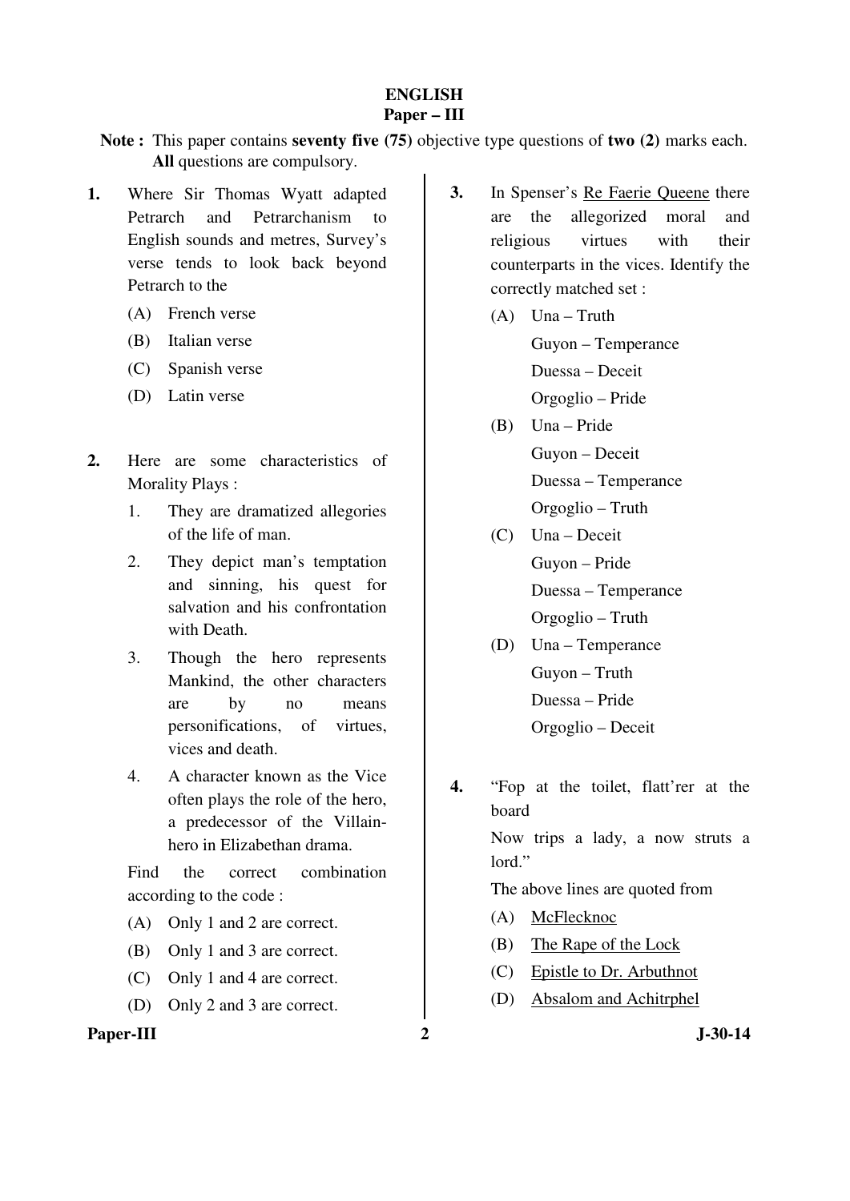# ENGLISH

## Paper – III

**Note :** This paper contains **seventy five (75)** objective type questions of **two (2)** marks each. **All** questions are compulsory.

**1.** Where Sir Thomas Wyatt adapted Petrarch and Petrarchanism to English sounds and metres, Survey's verse tends to look back beyond Petrarch to the

(A) French verse

(B) Italian verse

(C) Spanish verse

(D) Latin verse

**2.** Here are some characteristics of Morality Plays :

1. They are dramatized allegories of the life of man.
2. They depict man's temptation and sinning, his quest for salvation and his confrontation with Death.
3. Though the hero represents Mankind, the other characters are by no means personifications, of virtues, vices and death.
4. A character known as the Vice often plays the role of the hero, a predecessor of the Villain-hero in Elizabethan drama.

Find the correct combination according to the code :

(A) Only 1 and 2 are correct.

(B) Only 1 and 3 are correct.

(C) Only 1 and 4 are correct.

(D) Only 2 and 3 are correct.

**3.** In Spenser's <u>Re Faerie Queene</u> there are the allegorized moral and religious virtues with their counterparts in the vices. Identify the correctly matched set :

(A) Una – Truth
Guyon – Temperance
Duessa – Deceit
Orgoglio – Pride

(B) Una – Pride
Guyon – Deceit
Duessa – Temperance
Orgoglio – Truth

(C) Una – Deceit
Guyon – Pride
Duessa – Temperance
Orgoglio – Truth

(D) Una – Temperance
Guyon – Truth
Duessa – Pride
Orgoglio – Deceit

**4.** "Fop at the toilet, flatt'rer at the board
Now trips a lady, a now struts a lord."

The above lines are quoted from

(A) <u>McFlecknoc</u>

(B) <u>The Rape of the Lock</u>

(C) <u>Epistle to Dr. Arbuthnot</u>

(D) <u>Absalom and Achitrphel</u>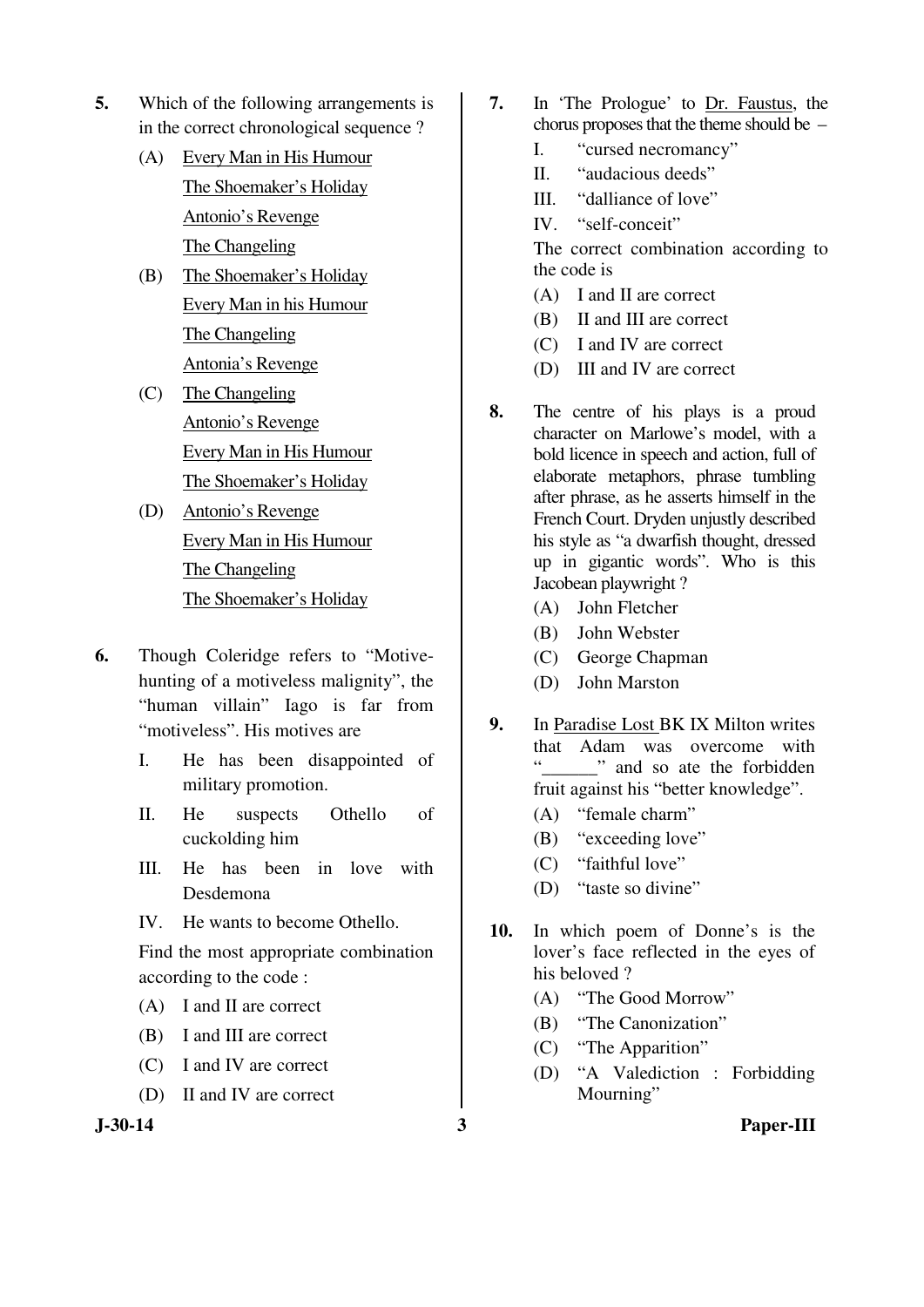5. Which of the following arrangements is in the correct chronological sequence ?

   (A) Every Man in His Humour
   The Shoemaker's Holiday
   Antonio's Revenge
   The Changeling

   (B) The Shoemaker's Holiday
   Every Man in his Humour
   The Changeling
   Antonia's Revenge

   (C) The Changeling
   Antonio's Revenge
   Every Man in His Humour
   The Shoemaker's Holiday

   (D) Antonio's Revenge
   Every Man in His Humour
   The Changeling
   The Shoemaker's Holiday

6. Though Coleridge refers to "Motive-hunting of a motiveless malignity", the "human villain" Iago is far from "motiveless". His motives are

   I. He has been disappointed of military promotion.

   II. He suspects Othello of cuckolding him

   III. He has been in love with Desdemona

   IV. He wants to become Othello.

   Find the most appropriate combination according to the code :

   (A) I and II are correct
   (B) I and III are correct
   (C) I and IV are correct
   (D) II and IV are correct

7. In 'The Prologue' to Dr. Faustus, the chorus proposes that the theme should be –

   I. "cursed necromancy"
   II. "audacious deeds"
   III. "dalliance of love"
   IV. "self-conceit"

   The correct combination according to the code is

   (A) I and II are correct
   (B) II and III are correct
   (C) I and IV are correct
   (D) III and IV are correct

8. The centre of his plays is a proud character on Marlowe's model, with a bold licence in speech and action, full of elaborate metaphors, phrase tumbling after phrase, as he asserts himself in the French Court. Dryden unjustly described his style as "a dwarfish thought, dressed up in gigantic words". Who is this Jacobean playwright ?

   (A) John Fletcher
   (B) John Webster
   (C) George Chapman
   (D) John Marston

9. In Paradise Lost BK IX Milton writes that Adam was overcome with "______" and so ate the forbidden fruit against his "better knowledge".

   (A) "female charm"
   (B) "exceeding love"
   (C) "faithful love"
   (D) "taste so divine"

10. In which poem of Donne's is the lover's face reflected in the eyes of his beloved ?

    (A) "The Good Morrow"
    (B) "The Canonization"
    (C) "The Apparition"
    (D) "A Valediction : Forbidding Mourning"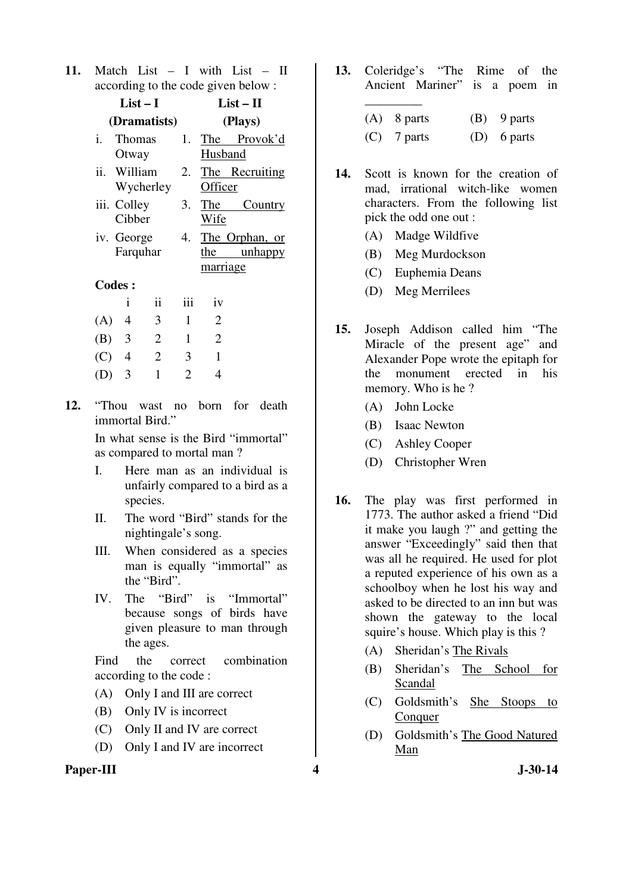**11.** Match List – I with List – II according to the code given below :

| List – I (Dramatists) | List – II (Plays) |
|---|---|
| i. Thomas Otway | 1. The Provok'd Husband |
| ii. William Wycherley | 2. The Recruiting Officer |
| iii. Colley Cibber | 3. The Country Wife |
| iv. George Farquhar | 4. The Orphan, or the unhappy marriage |

**Codes :**

| | i | ii | iii | iv |
|---|---|---|---|---|
| (A) | 4 | 3 | 1 | 2 |
| (B) | 3 | 2 | 1 | 2 |
| (C) | 4 | 2 | 3 | 1 |
| (D) | 3 | 1 | 2 | 4 |

**12.** "Thou wast no born for death immortal Bird."

In what sense is the Bird "immortal" as compared to mortal man ?

I. Here man as an individual is unfairly compared to a bird as a species.

II. The word "Bird" stands for the nightingale's song.

III. When considered as a species man is equally "immortal" as the "Bird".

IV. The "Bird" is "Immortal" because songs of birds have given pleasure to man through the ages.

Find the correct combination according to the code :

(A) Only I and III are correct

(B) Only IV is incorrect

(C) Only II and IV are correct

(D) Only I and IV are incorrect

**13.** Coleridge's "The Rime of the Ancient Mariner" is a poem in _________

(A) 8 parts  (B) 9 parts

(C) 7 parts  (D) 6 parts

**14.** Scott is known for the creation of mad, irrational witch-like women characters. From the following list pick the odd one out :

(A) Madge Wildfive

(B) Meg Murdockson

(C) Euphemia Deans

(D) Meg Merrilees

**15.** Joseph Addison called him "The Miracle of the present age" and Alexander Pope wrote the epitaph for the monument erected in his memory. Who is he ?

(A) John Locke

(B) Isaac Newton

(C) Ashley Cooper

(D) Christopher Wren

**16.** The play was first performed in 1773. The author asked a friend "Did it make you laugh ?" and getting the answer "Exceedingly" said then that was all he required. He used for plot a reputed experience of his own as a schoolboy when he lost his way and asked to be directed to an inn but was shown the gateway to the local squire's house. Which play is this ?

(A) Sheridan's The Rivals

(B) Sheridan's The School for Scandal

(C) Goldsmith's She Stoops to Conquer

(D) Goldsmith's The Good Natured Man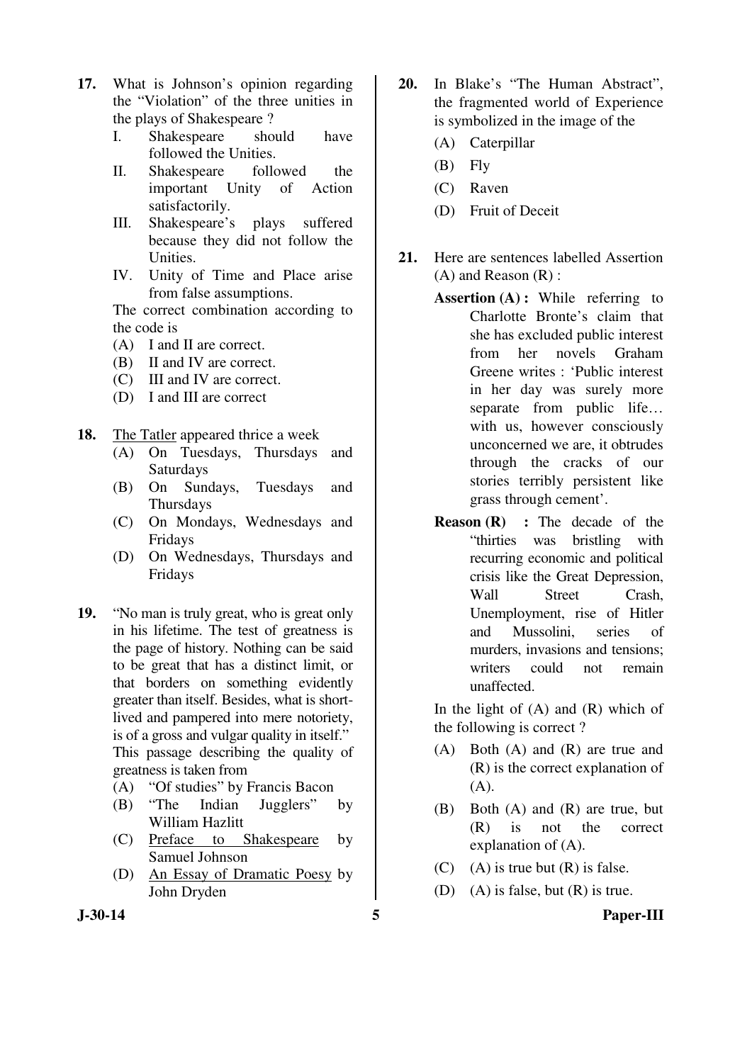17. What is Johnson's opinion regarding the "Violation" of the three unities in the plays of Shakespeare ?
    I. Shakespeare should have followed the Unities.
    II. Shakespeare followed the important Unity of Action satisfactorily.
    III. Shakespeare's plays suffered because they did not follow the Unities.
    IV. Unity of Time and Place arise from false assumptions.

    The correct combination according to the code is
    (A) I and II are correct.
    (B) II and IV are correct.
    (C) III and IV are correct.
    (D) I and III are correct

18. The Tatler appeared thrice a week
    (A) On Tuesdays, Thursdays and Saturdays
    (B) On Sundays, Tuesdays and Thursdays
    (C) On Mondays, Wednesdays and Fridays
    (D) On Wednesdays, Thursdays and Fridays

19. "No man is truly great, who is great only in his lifetime. The test of greatness is the page of history. Nothing can be said to be great that has a distinct limit, or that borders on something evidently greater than itself. Besides, what is short-lived and pampered into mere notoriety, is of a gross and vulgar quality in itself."
    This passage describing the quality of greatness is taken from
    (A) "Of studies" by Francis Bacon
    (B) "The Indian Jugglers" by William Hazlitt
    (C) Preface to Shakespeare by Samuel Johnson
    (D) An Essay of Dramatic Poesy by John Dryden

20. In Blake's "The Human Abstract", the fragmented world of Experience is symbolized in the image of the
    (A) Caterpillar
    (B) Fly
    (C) Raven
    (D) Fruit of Deceit

21. Here are sentences labelled Assertion (A) and Reason (R) :

    **Assertion (A) :** While referring to Charlotte Bronte's claim that she has excluded public interest from her novels Graham Greene writes : 'Public interest in her day was surely more separate from public life… with us, however consciously unconcerned we are, it obtrudes through the cracks of our stories terribly persistent like grass through cement'.

    **Reason (R) :** The decade of the "thirties was bristling with recurring economic and political crisis like the Great Depression, Wall Street Crash, Unemployment, rise of Hitler and Mussolini, series of murders, invasions and tensions; writers could not remain unaffected.

    In the light of (A) and (R) which of the following is correct ?
    (A) Both (A) and (R) are true and (R) is the correct explanation of (A).
    (B) Both (A) and (R) are true, but (R) is not the correct explanation of (A).
    (C) (A) is true but (R) is false.
    (D) (A) is false, but (R) is true.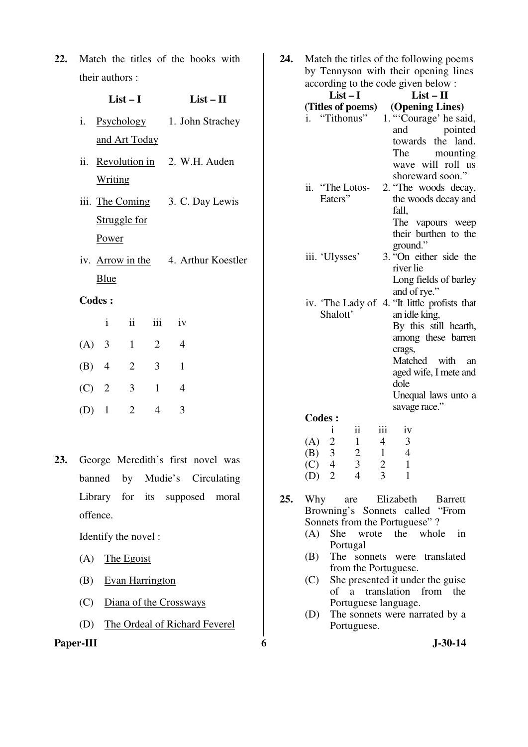22. Match the titles of the books with their authors :

| | List – I | List – II |
|---|---|---|
| i. | Psychology and Art Today | 1. John Strachey |
| ii. | Revolution in Writing | 2. W.H. Auden |
| iii. | The Coming Struggle for Power | 3. C. Day Lewis |
| iv. | Arrow in the Blue | 4. Arthur Koestler |

**Codes :**

| | i | ii | iii | iv |
|---|---|---|---|---|
| (A) | 3 | 1 | 2 | 4 |
| (B) | 4 | 2 | 3 | 1 |
| (C) | 2 | 3 | 1 | 4 |
| (D) | 1 | 2 | 4 | 3 |

23. George Meredith's first novel was banned by Mudie's Circulating Library for its supposed moral offence.

Identify the novel :

(A) The Egoist

(B) Evan Harrington

(C) Diana of the Crossways

(D) The Ordeal of Richard Feverel

24. Match the titles of the following poems by Tennyson with their opening lines according to the code given below :

| | List – I (Titles of poems) | List – II (Opening Lines) |
|---|---|---|
| i. | "Tithonus" | 1. "'Courage' he said, and pointed towards the land. The mounting wave will roll us shoreward soon." |
| ii. | "The Lotos-Eaters" | 2. "The woods decay, the woods decay and fall, The vapours weep their burthen to the ground." |
| iii. | 'Ulysses' | 3. "On either side the river lie Long fields of barley and of rye." |
| iv. | 'The Lady of Shalott' | 4. "It little profists that an idle king, By this still hearth, among these barren crags, Matched with an aged wife, I mete and dole Unequal laws unto a savage race." |

**Codes :**

| | i | ii | iii | iv |
|---|---|---|---|---|
| (A) | 2 | 1 | 4 | 3 |
| (B) | 3 | 2 | 1 | 4 |
| (C) | 4 | 3 | 2 | 1 |
| (D) | 2 | 4 | 3 | 1 |

25. Why are Elizabeth Barrett Browning's Sonnets called "From Sonnets from the Portuguese" ?

(A) She wrote the whole in Portugal

(B) The sonnets were translated from the Portuguese.

(C) She presented it under the guise of a translation from the Portuguese language.

(D) The sonnets were narrated by a Portuguese.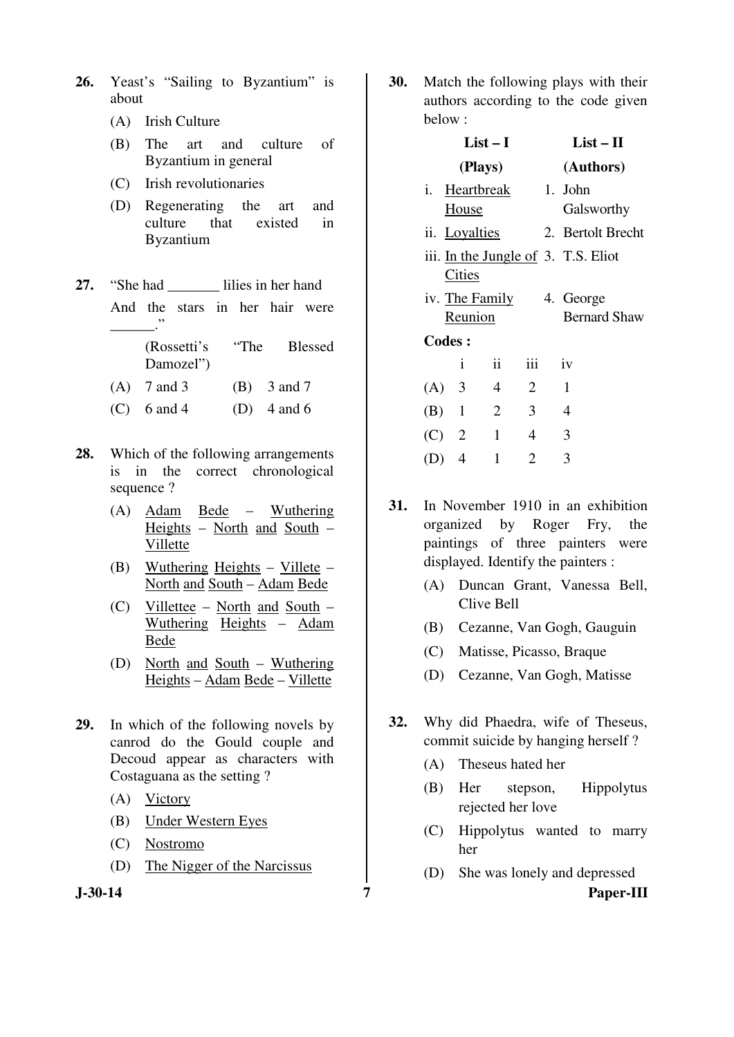**26.** Yeast's "Sailing to Byzantium" is about

(A) Irish Culture

(B) The art and culture of Byzantium in general

(C) Irish revolutionaries

(D) Regenerating the art and culture that existed in Byzantium

**27.** "She had _______ lilies in her hand
And the stars in her hair were ______."

(Rossetti's "The Blessed Damozel")

(A) 7 and 3 (B) 3 and 7

(C) 6 and 4 (D) 4 and 6

**28.** Which of the following arrangements is in the correct chronological sequence ?

(A) Adam Bede – Wuthering Heights – North and South – Villette

(B) Wuthering Heights – Villete – North and South – Adam Bede

(C) Villettee – North and South – Wuthering Heights – Adam Bede

(D) North and South – Wuthering Heights – Adam Bede – Villette

**29.** In which of the following novels by canrod do the Gould couple and Decoud appear as characters with Costaguana as the setting ?

(A) Victory

(B) Under Western Eyes

(C) Nostromo

(D) The Nigger of the Narcissus

**30.** Match the following plays with their authors according to the code given below :

| List – I (Plays) | List – II (Authors) |
|---|---|
| i. Heartbreak House | 1. John Galsworthy |
| ii. Loyalties | 2. Bertolt Brecht |
| iii. In the Jungle of Cities | 3. T.S. Eliot |
| iv. The Family Reunion | 4. George Bernard Shaw |

**Codes :**

| | i | ii | iii | iv |
|---|---|---|---|---|
| (A) | 3 | 4 | 2 | 1 |
| (B) | 1 | 2 | 3 | 4 |
| (C) | 2 | 1 | 4 | 3 |
| (D) | 4 | 1 | 2 | 3 |

**31.** In November 1910 in an exhibition organized by Roger Fry, the paintings of three painters were displayed. Identify the painters :

(A) Duncan Grant, Vanessa Bell, Clive Bell

(B) Cezanne, Van Gogh, Gauguin

(C) Matisse, Picasso, Braque

(D) Cezanne, Van Gogh, Matisse

**32.** Why did Phaedra, wife of Theseus, commit suicide by hanging herself ?

(A) Theseus hated her

(B) Her stepson, Hippolytus rejected her love

(C) Hippolytus wanted to marry her

(D) She was lonely and depressed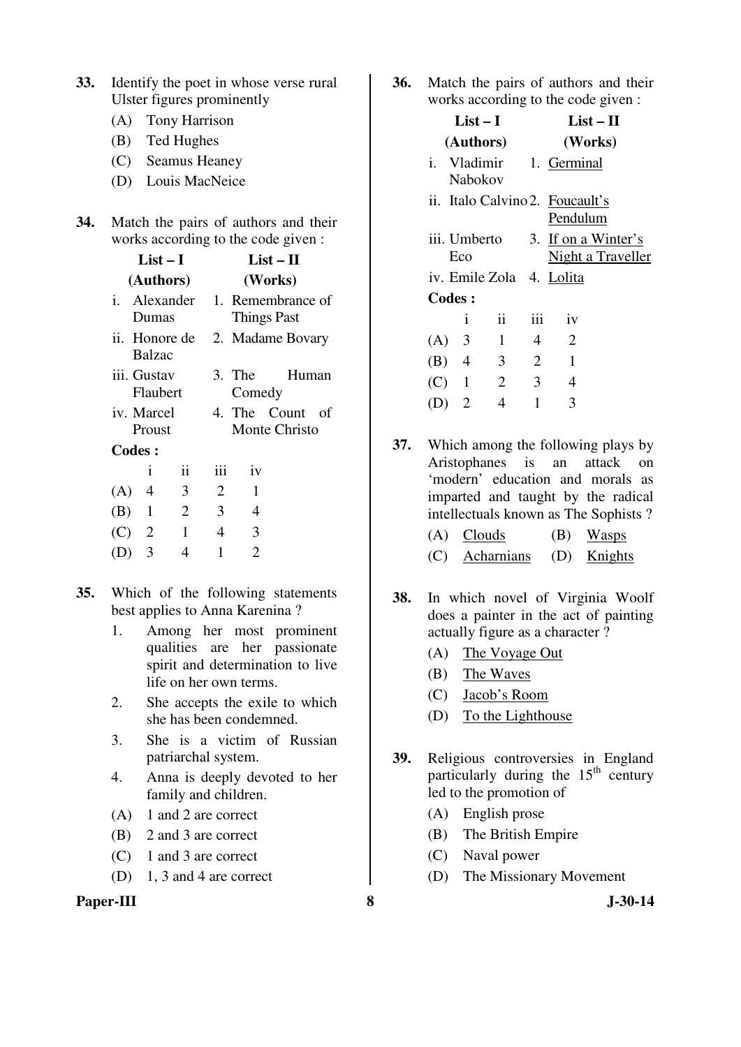**33.** Identify the poet in whose verse rural Ulster figures prominently

(A) Tony Harrison

(B) Ted Hughes

(C) Seamus Heaney

(D) Louis MacNeice

**34.** Match the pairs of authors and their works according to the code given :

| List – I (Authors) | List – II (Works) |
|---|---|
| i. Alexander Dumas | 1. Remembrance of Things Past |
| ii. Honore de Balzac | 2. Madame Bovary |
| iii. Gustav Flaubert | 3. The Human Comedy |
| iv. Marcel Proust | 4. The Count of Monte Christo |

**Codes :**

| | i | ii | iii | iv |
|---|---|---|---|---|
| (A) | 4 | 3 | 2 | 1 |
| (B) | 1 | 2 | 3 | 4 |
| (C) | 2 | 1 | 4 | 3 |
| (D) | 3 | 4 | 1 | 2 |

**35.** Which of the following statements best applies to Anna Karenina ?

1. Among her most prominent qualities are her passionate spirit and determination to live life on her own terms.
2. She accepts the exile to which she has been condemned.
3. She is a victim of Russian patriarchal system.
4. Anna is deeply devoted to her family and children.

(A) 1 and 2 are correct

(B) 2 and 3 are correct

(C) 1 and 3 are correct

(D) 1, 3 and 4 are correct

**36.** Match the pairs of authors and their works according to the code given :

| List – I (Authors) | List – II (Works) |
|---|---|
| i. Vladimir Nabokov | 1. Germinal |
| ii. Italo Calvino | 2. Foucault's Pendulum |
| iii. Umberto Eco | 3. If on a Winter's Night a Traveller |
| iv. Emile Zola | 4. Lolita |

**Codes :**

| | i | ii | iii | iv |
|---|---|---|---|---|
| (A) | 3 | 1 | 4 | 2 |
| (B) | 4 | 3 | 2 | 1 |
| (C) | 1 | 2 | 3 | 4 |
| (D) | 2 | 4 | 1 | 3 |

**37.** Which among the following plays by Aristophanes is an attack on 'modern' education and morals as imparted and taught by the radical intellectuals known as The Sophists ?

(A) Clouds

(B) Wasps

(C) Acharnians

(D) Knights

**38.** In which novel of Virginia Woolf does a painter in the act of painting actually figure as a character ?

(A) The Voyage Out

(B) The Waves

(C) Jacob's Room

(D) To the Lighthouse

**39.** Religious controversies in England particularly during the 15th century led to the promotion of

(A) English prose

(B) The British Empire

(C) Naval power

(D) The Missionary Movement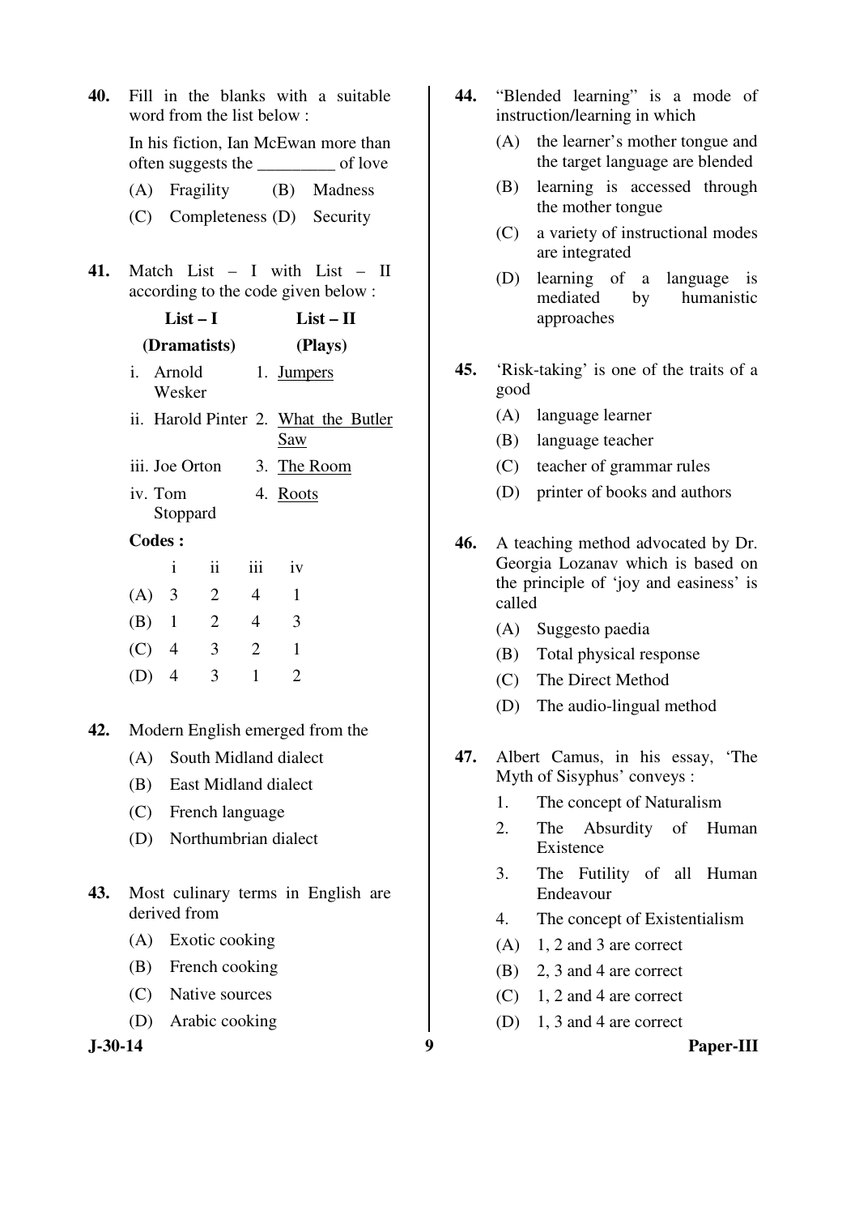**40.** Fill in the blanks with a suitable word from the list below :

In his fiction, Ian McEwan more than often suggests the _________ of love

(A) Fragility (B) Madness

(C) Completeness (D) Security

**41.** Match List – I with List – II according to the code given below :

| List – I (Dramatists) | List – II (Plays) |
|---|---|
| i. Arnold Wesker | 1. Jumpers |
| ii. Harold Pinter | 2. What the Butler Saw |
| iii. Joe Orton | 3. The Room |
| iv. Tom Stoppard | 4. Roots |

**Codes :**

| | i | ii | iii | iv |
|---|---|---|---|---|
| (A) | 3 | 2 | 4 | 1 |
| (B) | 1 | 2 | 4 | 3 |
| (C) | 4 | 3 | 2 | 1 |
| (D) | 4 | 3 | 1 | 2 |

**42.** Modern English emerged from the

(A) South Midland dialect

(B) East Midland dialect

(C) French language

(D) Northumbrian dialect

**43.** Most culinary terms in English are derived from

(A) Exotic cooking

(B) French cooking

(C) Native sources

(D) Arabic cooking

**44.** "Blended learning" is a mode of instruction/learning in which

(A) the learner's mother tongue and the target language are blended

(B) learning is accessed through the mother tongue

(C) a variety of instructional modes are integrated

(D) learning of a language is mediated by humanistic approaches

**45.** 'Risk-taking' is one of the traits of a good

(A) language learner

(B) language teacher

(C) teacher of grammar rules

(D) printer of books and authors

**46.** A teaching method advocated by Dr. Georgia Lozanav which is based on the principle of 'joy and easiness' is called

(A) Suggesto paedia

(B) Total physical response

(C) The Direct Method

(D) The audio-lingual method

**47.** Albert Camus, in his essay, 'The Myth of Sisyphus' conveys :

1. The concept of Naturalism
2. The Absurdity of Human Existence
3. The Futility of all Human Endeavour
4. The concept of Existentialism

(A) 1, 2 and 3 are correct

(B) 2, 3 and 4 are correct

(C) 1, 2 and 4 are correct

(D) 1, 3 and 4 are correct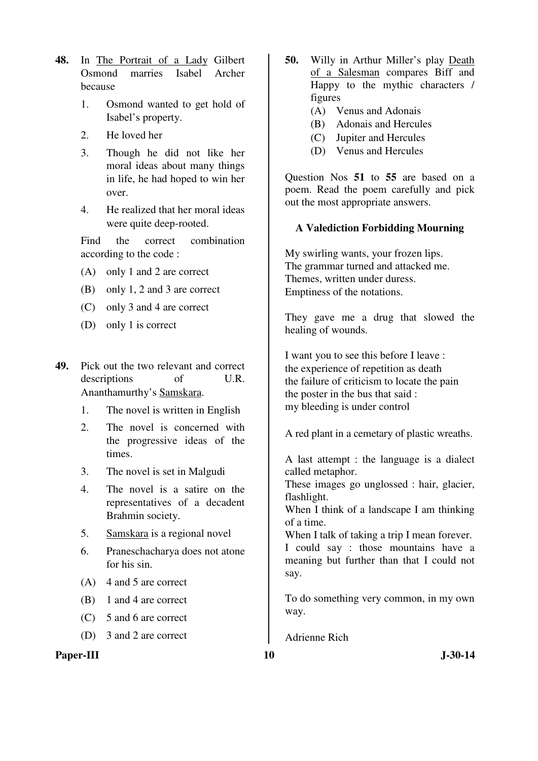**48.** In The Portrait of a Lady Gilbert Osmond marries Isabel Archer because

1. Osmond wanted to get hold of Isabel's property.
2. He loved her
3. Though he did not like her moral ideas about many things in life, he had hoped to win her over.
4. He realized that her moral ideas were quite deep-rooted.

Find the correct combination according to the code :

(A) only 1 and 2 are correct
(B) only 1, 2 and 3 are correct
(C) only 3 and 4 are correct
(D) only 1 is correct

**49.** Pick out the two relevant and correct descriptions of U.R. Ananthamurthy's Samskara.

1. The novel is written in English
2. The novel is concerned with the progressive ideas of the times.
3. The novel is set in Malgudi
4. The novel is a satire on the representatives of a decadent Brahmin society.
5. Samskara is a regional novel
6. Praneschacharya does not atone for his sin.

(A) 4 and 5 are correct
(B) 1 and 4 are correct
(C) 5 and 6 are correct
(D) 3 and 2 are correct

**50.** Willy in Arthur Miller's play Death of a Salesman compares Biff and Happy to the mythic characters / figures

(A) Venus and Adonais
(B) Adonais and Hercules
(C) Jupiter and Hercules
(D) Venus and Hercules

Question Nos **51** to **55** are based on a poem. Read the poem carefully and pick out the most appropriate answers.

**A Valediction Forbidding Mourning**

My swirling wants, your frozen lips.
The grammar turned and attacked me.
Themes, written under duress.
Emptiness of the notations.

They gave me a drug that slowed the healing of wounds.

I want you to see this before I leave :
the experience of repetition as death
the failure of criticism to locate the pain
the poster in the bus that said :
my bleeding is under control

A red plant in a cemetary of plastic wreaths.

A last attempt : the language is a dialect called metaphor.
These images go unglossed : hair, glacier, flashlight.
When I think of a landscape I am thinking of a time.
When I talk of taking a trip I mean forever.
I could say : those mountains have a meaning but further than that I could not say.

To do something very common, in my own way.

Adrienne Rich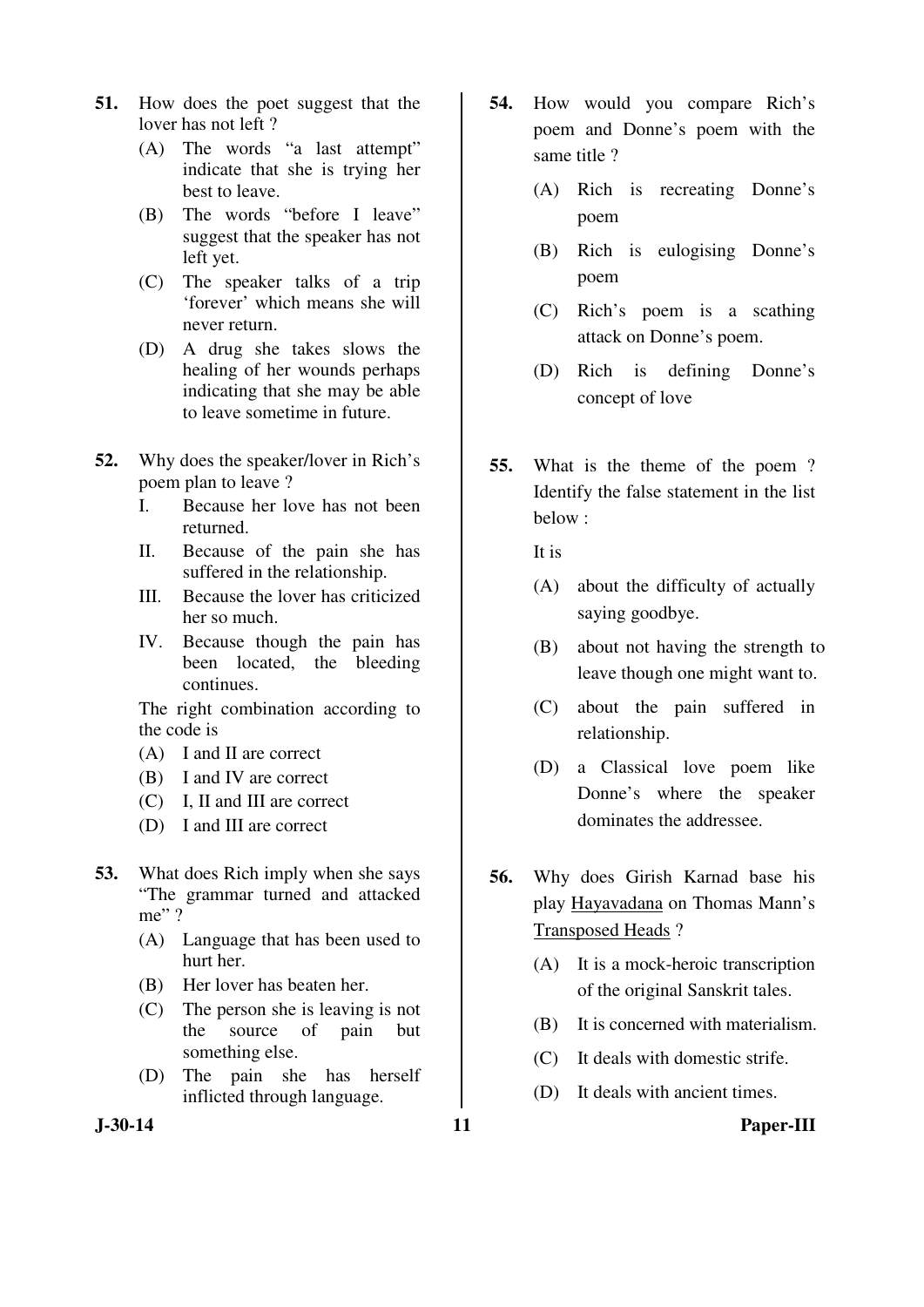51. How does the poet suggest that the lover has not left ?

(A) The words "a last attempt" indicate that she is trying her best to leave.

(B) The words "before I leave" suggest that the speaker has not left yet.

(C) The speaker talks of a trip 'forever' which means she will never return.

(D) A drug she takes slows the healing of her wounds perhaps indicating that she may be able to leave sometime in future.

52. Why does the speaker/lover in Rich's poem plan to leave ?

I. Because her love has not been returned.

II. Because of the pain she has suffered in the relationship.

III. Because the lover has criticized her so much.

IV. Because though the pain has been located, the bleeding continues.

The right combination according to the code is

(A) I and II are correct

(B) I and IV are correct

(C) I, II and III are correct

(D) I and III are correct

53. What does Rich imply when she says "The grammar turned and attacked me" ?

(A) Language that has been used to hurt her.

(B) Her lover has beaten her.

(C) The person she is leaving is not the source of pain but something else.

(D) The pain she has herself inflicted through language.

54. How would you compare Rich's poem and Donne's poem with the same title ?

(A) Rich is recreating Donne's poem

(B) Rich is eulogising Donne's poem

(C) Rich's poem is a scathing attack on Donne's poem.

(D) Rich is defining Donne's concept of love

55. What is the theme of the poem ? Identify the false statement in the list below :

It is

(A) about the difficulty of actually saying goodbye.

(B) about not having the strength to leave though one might want to.

(C) about the pain suffered in relationship.

(D) a Classical love poem like Donne's where the speaker dominates the addressee.

56. Why does Girish Karnad base his play Hayavadana on Thomas Mann's Transposed Heads ?

(A) It is a mock-heroic transcription of the original Sanskrit tales.

(B) It is concerned with materialism.

(C) It deals with domestic strife.

(D) It deals with ancient times.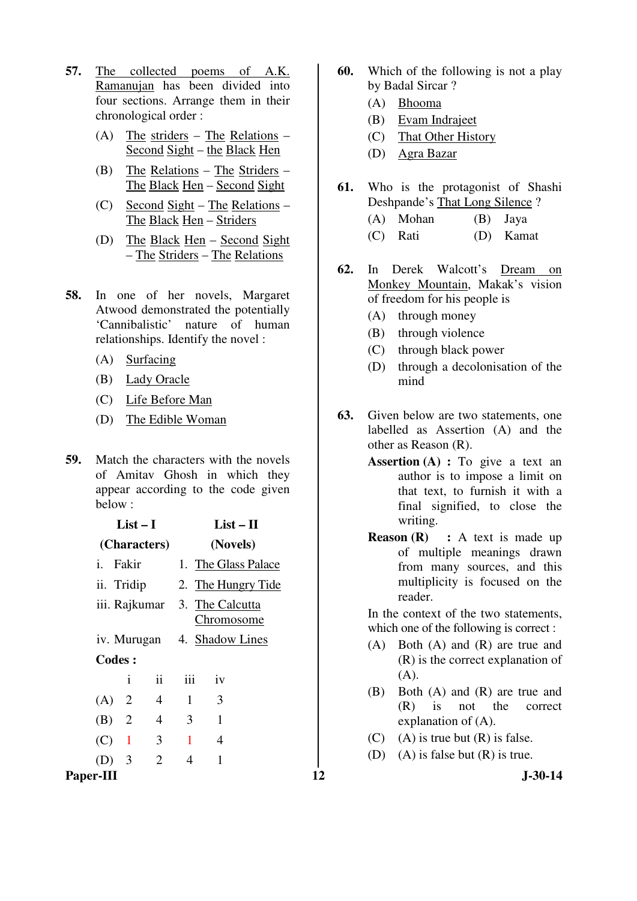**57.** The collected poems of A.K. Ramanujan has been divided into four sections. Arrange them in their chronological order :

(A) The striders – The Relations – Second Sight – the Black Hen

(B) The Relations – The Striders – The Black Hen – Second Sight

(C) Second Sight – The Relations – The Black Hen – Striders

(D) The Black Hen – Second Sight – The Striders – The Relations

**58.** In one of her novels, Margaret Atwood demonstrated the potentially 'Cannibalistic' nature of human relationships. Identify the novel :

(A) Surfacing

(B) Lady Oracle

(C) Life Before Man

(D) The Edible Woman

**59.** Match the characters with the novels of Amitav Ghosh in which they appear according to the code given below :

| List – I (Characters) | List – II (Novels) |
|---|---|
| i. Fakir | 1. The Glass Palace |
| ii. Tridip | 2. The Hungry Tide |
| iii. Rajkumar | 3. The Calcutta Chromosome |
| iv. Murugan | 4. Shadow Lines |

**Codes :**

| | i | ii | iii | iv |
|---|---|---|---|---|
| (A) | 2 | 4 | 1 | 3 |
| (B) | 2 | 4 | 3 | 1 |
| (C) | 1 | 3 | 1 | 4 |
| (D) | 3 | 2 | 4 | 1 |

**60.** Which of the following is not a play by Badal Sircar ?

(A) Bhooma

(B) Evam Indrajeet

(C) That Other History

(D) Agra Bazar

**61.** Who is the protagonist of Shashi Deshpande's That Long Silence ?

(A) Mohan (B) Jaya

(C) Rati (D) Kamat

**62.** In Derek Walcott's Dream on Monkey Mountain, Makak's vision of freedom for his people is

(A) through money

(B) through violence

(C) through black power

(D) through a decolonisation of the mind

**63.** Given below are two statements, one labelled as Assertion (A) and the other as Reason (R).

**Assertion (A) :** To give a text an author is to impose a limit on that text, to furnish it with a final signified, to close the writing.

**Reason (R) :** A text is made up of multiple meanings drawn from many sources, and this multiplicity is focused on the reader.

In the context of the two statements, which one of the following is correct :

(A) Both (A) and (R) are true and (R) is the correct explanation of (A).

(B) Both (A) and (R) are true and (R) is not the correct explanation of (A).

(C) (A) is true but (R) is false.

(D) (A) is false but (R) is true.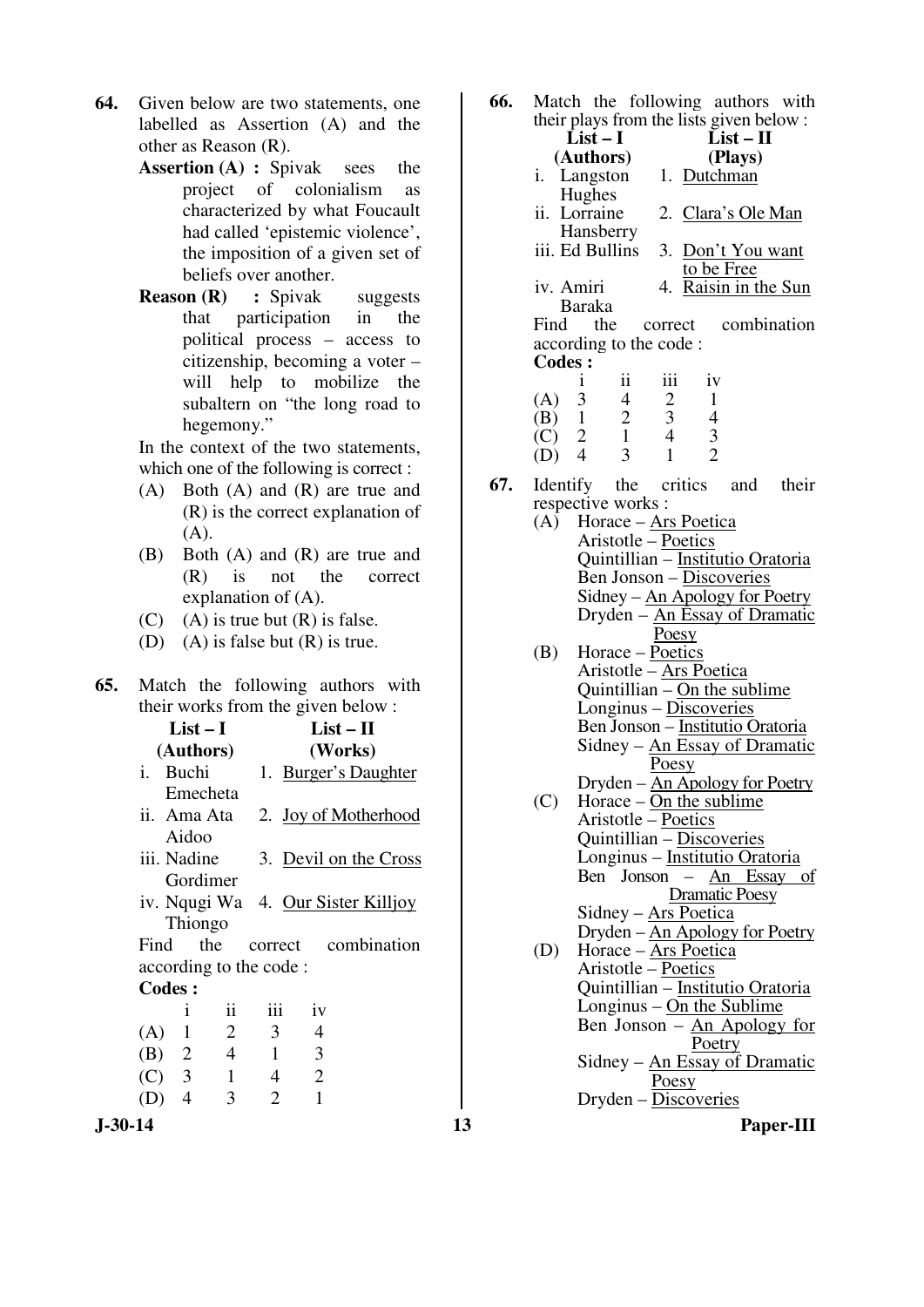**64.** Given below are two statements, one labelled as Assertion (A) and the other as Reason (R).

**Assertion (A) :** Spivak sees the project of colonialism as characterized by what Foucault had called 'epistemic violence', the imposition of a given set of beliefs over another.

**Reason (R) :** Spivak suggests that participation in the political process – access to citizenship, becoming a voter – will help to mobilize the subaltern on "the long road to hegemony."

In the context of the two statements, which one of the following is correct :

(A) Both (A) and (R) are true and (R) is the correct explanation of (A).
(B) Both (A) and (R) are true and (R) is not the correct explanation of (A).
(C) (A) is true but (R) is false.
(D) (A) is false but (R) is true.

**65.** Match the following authors with their works from the given below :

| List – I (Authors) | List – II (Works) |
|---|---|
| i. Buchi Emecheta | 1. Burger's Daughter |
| ii. Ama Ata Aidoo | 2. Joy of Motherhood |
| iii. Nadine Gordimer | 3. Devil on the Cross |
| iv. Nqugi Wa Thiongo | 4. Our Sister Killjoy |

Find the correct combination according to the code :

**Codes :**

| | i | ii | iii | iv |
|---|---|---|---|---|
| (A) | 1 | 2 | 3 | 4 |
| (B) | 2 | 4 | 1 | 3 |
| (C) | 3 | 1 | 4 | 2 |
| (D) | 4 | 3 | 2 | 1 |

**66.** Match the following authors with their plays from the lists given below :

| List – I (Authors) | List – II (Plays) |
|---|---|
| i. Langston Hughes | 1. Dutchman |
| ii. Lorraine Hansberry | 2. Clara's Ole Man |
| iii. Ed Bullins | 3. Don't You want to be Free |
| iv. Amiri Baraka | 4. Raisin in the Sun |

Find the correct combination according to the code :

**Codes :**

| | i | ii | iii | iv |
|---|---|---|---|---|
| (A) | 3 | 4 | 2 | 1 |
| (B) | 1 | 2 | 3 | 4 |
| (C) | 2 | 1 | 4 | 3 |
| (D) | 4 | 3 | 1 | 2 |

**67.** Identify the critics and their respective works :

(A) Horace – Ars Poetica
Aristotle – Poetics
Quintillian – Institutio Oratoria
Ben Jonson – Discoveries
Sidney – An Apology for Poetry
Dryden – An Essay of Dramatic Poesy

(B) Horace – Poetics
Aristotle – Ars Poetica
Quintillian – On the sublime
Longinus – Discoveries
Ben Jonson – Institutio Oratoria
Sidney – An Essay of Dramatic Poesy
Dryden – An Apology for Poetry

(C) Horace – On the sublime
Aristotle – Poetics
Quintillian – Discoveries
Longinus – Institutio Oratoria
Ben Jonson – An Essay of Dramatic Poesy
Sidney – Ars Poetica
Dryden – An Apology for Poetry

(D) Horace – Ars Poetica
Aristotle – Poetics
Quintillian – Institutio Oratoria
Longinus – On the Sublime
Ben Jonson – An Apology for Poetry
Sidney – An Essay of Dramatic Poesy
Dryden – Discoveries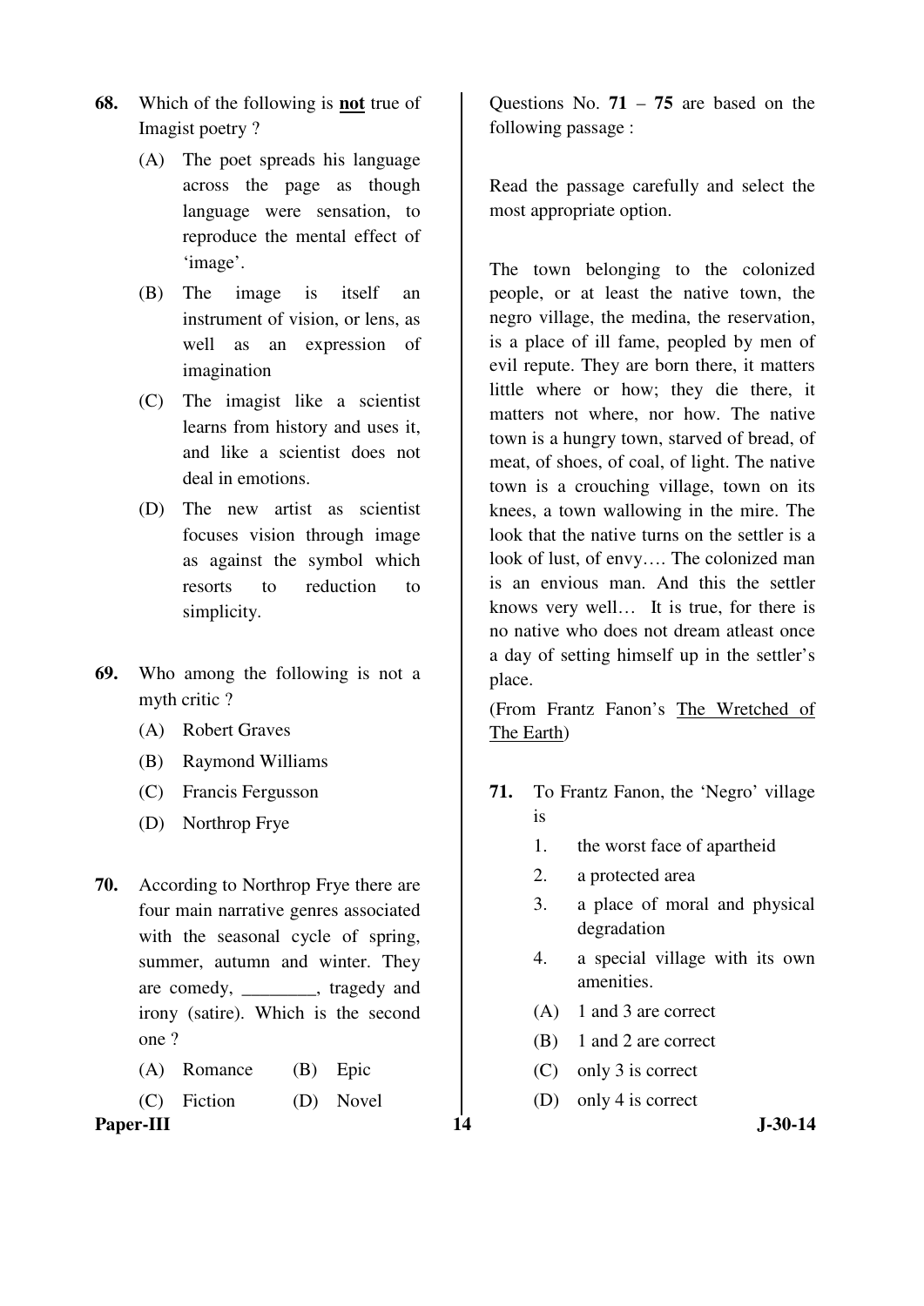**68.** Which of the following is **not** true of Imagist poetry ?

(A) The poet spreads his language across the page as though language were sensation, to reproduce the mental effect of 'image'.

(B) The image is itself an instrument of vision, or lens, as well as an expression of imagination

(C) The imagist like a scientist learns from history and uses it, and like a scientist does not deal in emotions.

(D) The new artist as scientist focuses vision through image as against the symbol which resorts to reduction to simplicity.

**69.** Who among the following is not a myth critic ?

(A) Robert Graves

(B) Raymond Williams

(C) Francis Fergusson

(D) Northrop Frye

**70.** According to Northrop Frye there are four main narrative genres associated with the seasonal cycle of spring, summer, autumn and winter. They are comedy, ________, tragedy and irony (satire). Which is the second one ?

(A) Romance (B) Epic

(C) Fiction (D) Novel

Questions No. **71** – **75** are based on the following passage :

Read the passage carefully and select the most appropriate option.

The town belonging to the colonized people, or at least the native town, the negro village, the medina, the reservation, is a place of ill fame, peopled by men of evil repute. They are born there, it matters little where or how; they die there, it matters not where, nor how. The native town is a hungry town, starved of bread, of meat, of shoes, of coal, of light. The native town is a crouching village, town on its knees, a town wallowing in the mire. The look that the native turns on the settler is a look of lust, of envy…. The colonized man is an envious man. And this the settler knows very well… It is true, for there is no native who does not dream atleast once a day of setting himself up in the settler's place.

(From Frantz Fanon's The Wretched of The Earth)

**71.** To Frantz Fanon, the 'Negro' village is

1. the worst face of apartheid
2. a protected area
3. a place of moral and physical degradation
4. a special village with its own amenities.

(A) 1 and 3 are correct

(B) 1 and 2 are correct

(C) only 3 is correct

(D) only 4 is correct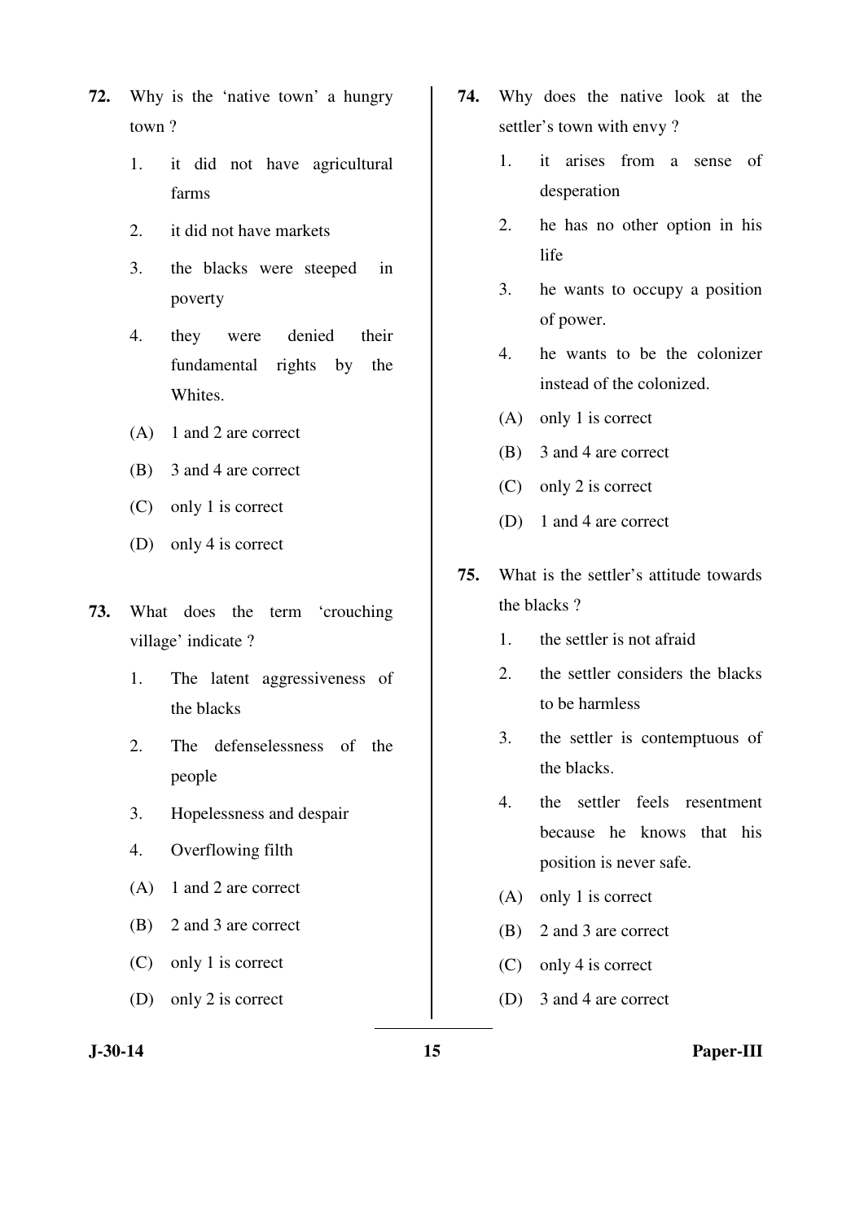**72.** Why is the 'native town' a hungry town ?

1. it did not have agricultural farms
2. it did not have markets
3. the blacks were steeped in poverty
4. they were denied their fundamental rights by the Whites.

(A) 1 and 2 are correct

(B) 3 and 4 are correct

(C) only 1 is correct

(D) only 4 is correct

**73.** What does the term 'crouching village' indicate ?

1. The latent aggressiveness of the blacks
2. The defenselessness of the people
3. Hopelessness and despair
4. Overflowing filth

(A) 1 and 2 are correct

(B) 2 and 3 are correct

(C) only 1 is correct

(D) only 2 is correct

**74.** Why does the native look at the settler's town with envy ?

1. it arises from a sense of desperation
2. he has no other option in his life
3. he wants to occupy a position of power.
4. he wants to be the colonizer instead of the colonized.

(A) only 1 is correct

(B) 3 and 4 are correct

(C) only 2 is correct

(D) 1 and 4 are correct

**75.** What is the settler's attitude towards the blacks ?

1. the settler is not afraid
2. the settler considers the blacks to be harmless
3. the settler is contemptuous of the blacks.
4. the settler feels resentment because he knows that his position is never safe.

(A) only 1 is correct

(B) 2 and 3 are correct

(C) only 4 is correct

(D) 3 and 4 are correct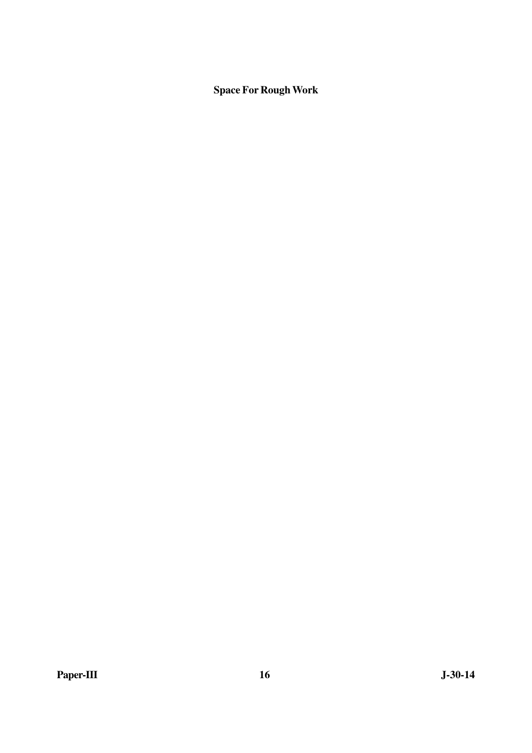**Space For Rough Work**